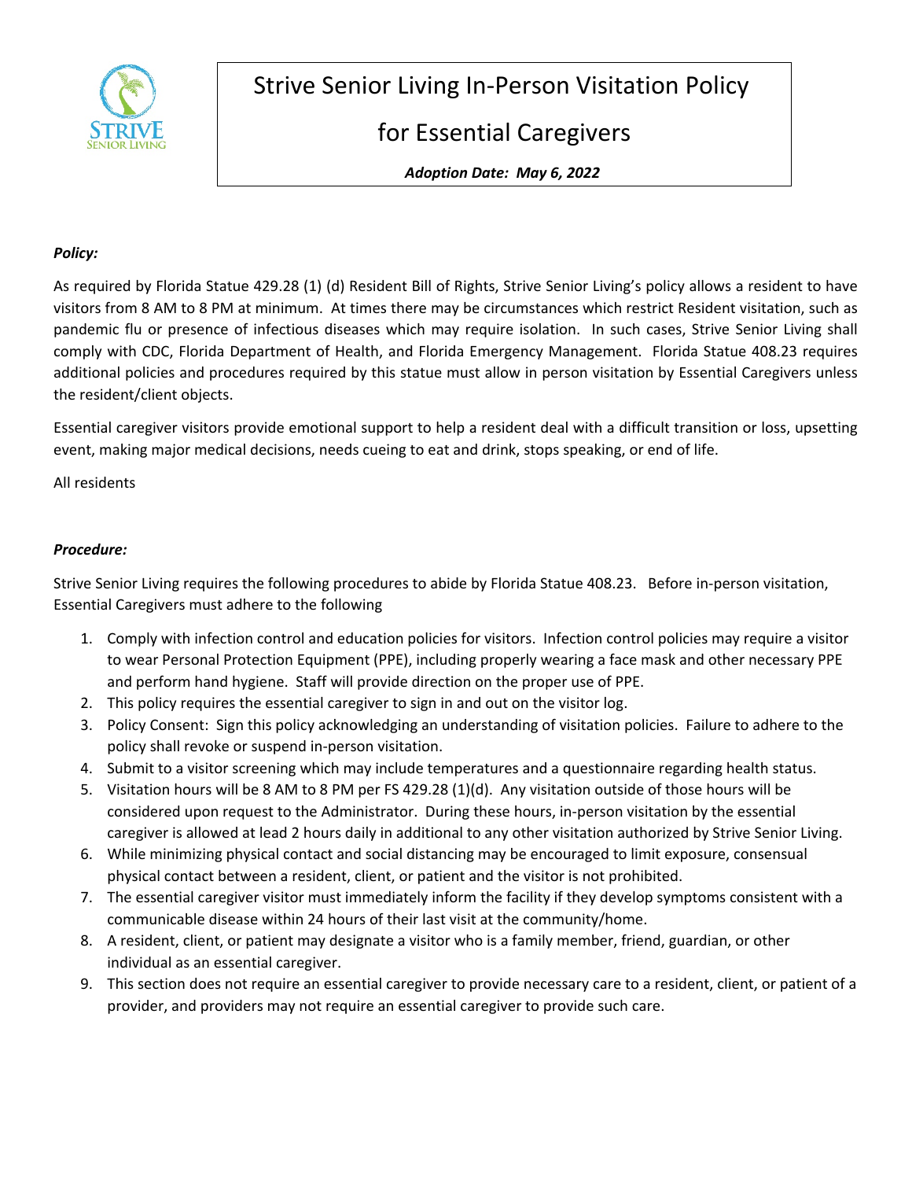# Strive Senior Living In-Person Visitation Policy

# for Essential Caregivers

***Adoption Date: May 6, 2022***

***Policy:***

As required by Florida Statue 429.28 (1) (d) Resident Bill of Rights, Strive Senior Living's policy allows a resident to have visitors from 8 AM to 8 PM at minimum. At times there may be circumstances which restrict Resident visitation, such as pandemic flu or presence of infectious diseases which may require isolation. In such cases, Strive Senior Living shall comply with CDC, Florida Department of Health, and Florida Emergency Management. Florida Statue 408.23 requires additional policies and procedures required by this statue must allow in person visitation by Essential Caregivers unless the resident/client objects.

Essential caregiver visitors provide emotional support to help a resident deal with a difficult transition or loss, upsetting event, making major medical decisions, needs cueing to eat and drink, stops speaking, or end of life.

All residents

***Procedure:***

Strive Senior Living requires the following procedures to abide by Florida Statue 408.23. Before in-person visitation, Essential Caregivers must adhere to the following

1. Comply with infection control and education policies for visitors. Infection control policies may require a visitor to wear Personal Protection Equipment (PPE), including properly wearing a face mask and other necessary PPE and perform hand hygiene. Staff will provide direction on the proper use of PPE.
2. This policy requires the essential caregiver to sign in and out on the visitor log.
3. Policy Consent: Sign this policy acknowledging an understanding of visitation policies. Failure to adhere to the policy shall revoke or suspend in-person visitation.
4. Submit to a visitor screening which may include temperatures and a questionnaire regarding health status.
5. Visitation hours will be 8 AM to 8 PM per FS 429.28 (1)(d). Any visitation outside of those hours will be considered upon request to the Administrator. During these hours, in-person visitation by the essential caregiver is allowed at lead 2 hours daily in additional to any other visitation authorized by Strive Senior Living.
6. While minimizing physical contact and social distancing may be encouraged to limit exposure, consensual physical contact between a resident, client, or patient and the visitor is not prohibited.
7. The essential caregiver visitor must immediately inform the facility if they develop symptoms consistent with a communicable disease within 24 hours of their last visit at the community/home.
8. A resident, client, or patient may designate a visitor who is a family member, friend, guardian, or other individual as an essential caregiver.
9. This section does not require an essential caregiver to provide necessary care to a resident, client, or patient of a provider, and providers may not require an essential caregiver to provide such care.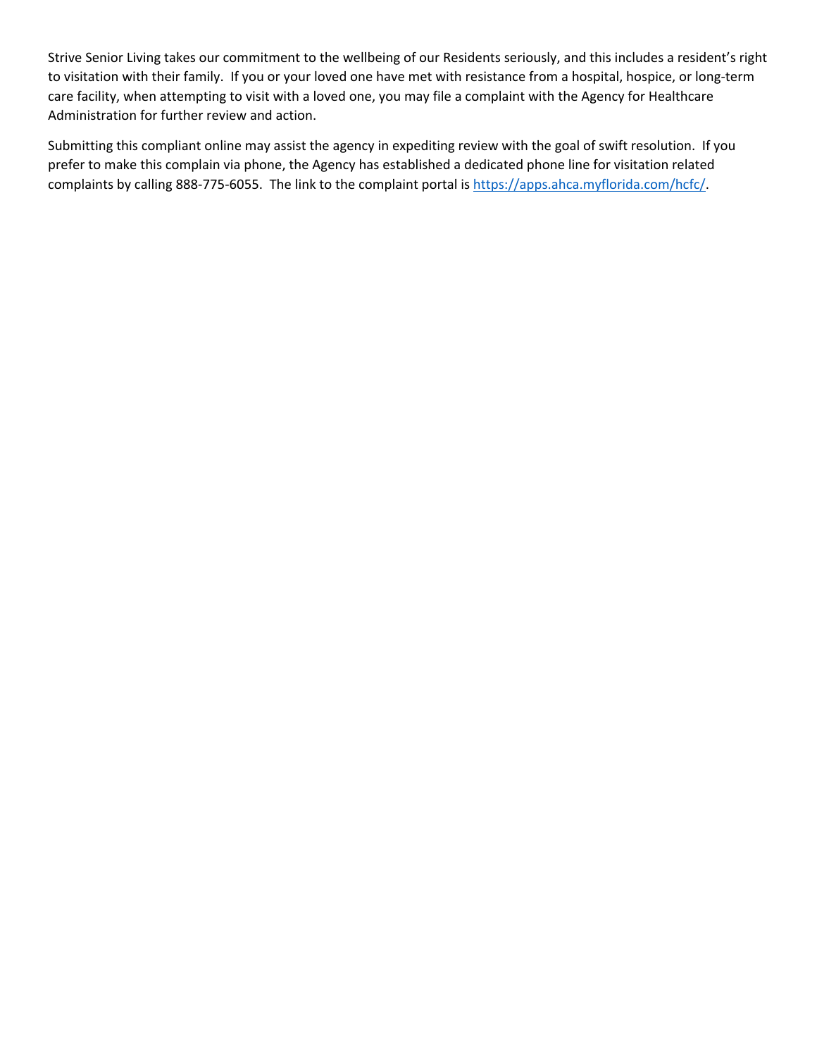Strive Senior Living takes our commitment to the wellbeing of our Residents seriously, and this includes a resident's right to visitation with their family. If you or your loved one have met with resistance from a hospital, hospice, or long-term care facility, when attempting to visit with a loved one, you may file a complaint with the Agency for Healthcare Administration for further review and action.

Submitting this compliant online may assist the agency in expediting review with the goal of swift resolution. If you prefer to make this complain via phone, the Agency has established a dedicated phone line for visitation related complaints by calling 888-775-6055. The link to the complaint portal is [https://apps.ahca.myflorida.com/hcfc/](https://apps.ahca.myflorida.com/hcfc/).